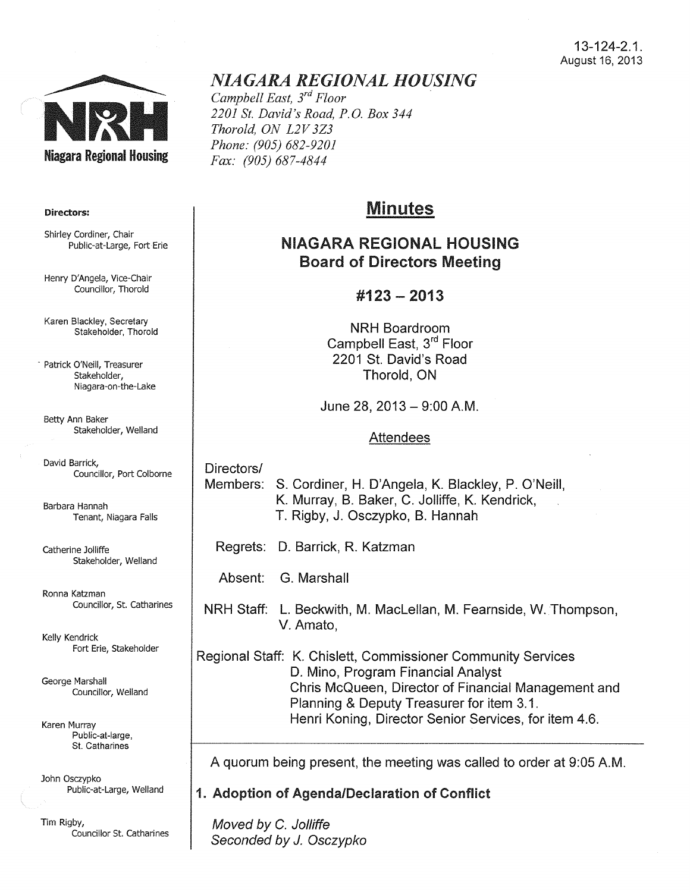13-124-2.1.
August 16, 2013

**NIAGARA REGIONAL HOUSING**

*Campbell East, 3rd Floor*
*2201 St. David's Road, P.O. Box 344*
*Thorold, ON L2V 3Z3*
*Phone: (905) 682-9201*
*Fax: (905) 687-4844*

**Directors:**

Shirley Cordiner, Chair
Public-at-Large, Fort Erie

Henry D'Angela, Vice-Chair
Councillor, Thorold

Karen Blackley, Secretary
Stakeholder, Thorold

Patrick O'Neill, Treasurer
Stakeholder, Niagara-on-the-Lake

Betty Ann Baker
Stakeholder, Welland

David Barrick,
Councillor, Port Colborne

Barbara Hannah
Tenant, Niagara Falls

Catherine Jolliffe
Stakeholder, Welland

Ronna Katzman
Councillor, St. Catharines

Kelly Kendrick
Fort Erie, Stakeholder

George Marshall
Councillor, Welland

Karen Murray
Public-at-large, St. Catharines

John Osczypko
Public-at-Large, Welland

Tim Rigby,
Councillor St. Catharines

# Minutes

## NIAGARA REGIONAL HOUSING Board of Directors Meeting

## #123 – 2013

NRH Boardroom
Campbell East, 3rd Floor
2201 St. David's Road
Thorold, ON

June 28, 2013 – 9:00 A.M.

Attendees

Directors/Members: S. Cordiner, H. D'Angela, K. Blackley, P. O'Neill, K. Murray, B. Baker, C. Jolliffe, K. Kendrick, T. Rigby, J. Osczypko, B. Hannah

Regrets: D. Barrick, R. Katzman

Absent: G. Marshall

NRH Staff: L. Beckwith, M. MacLellan, M. Fearnside, W. Thompson, V. Amato,

Regional Staff: K. Chislett, Commissioner Community Services
D. Mino, Program Financial Analyst
Chris McQueen, Director of Financial Management and Planning & Deputy Treasurer for item 3.1.
Henri Koning, Director Senior Services, for item 4.6.

A quorum being present, the meeting was called to order at 9:05 A.M.

### 1. Adoption of Agenda/Declaration of Conflict

*Moved by C. Jolliffe*
*Seconded by J. Osczypko*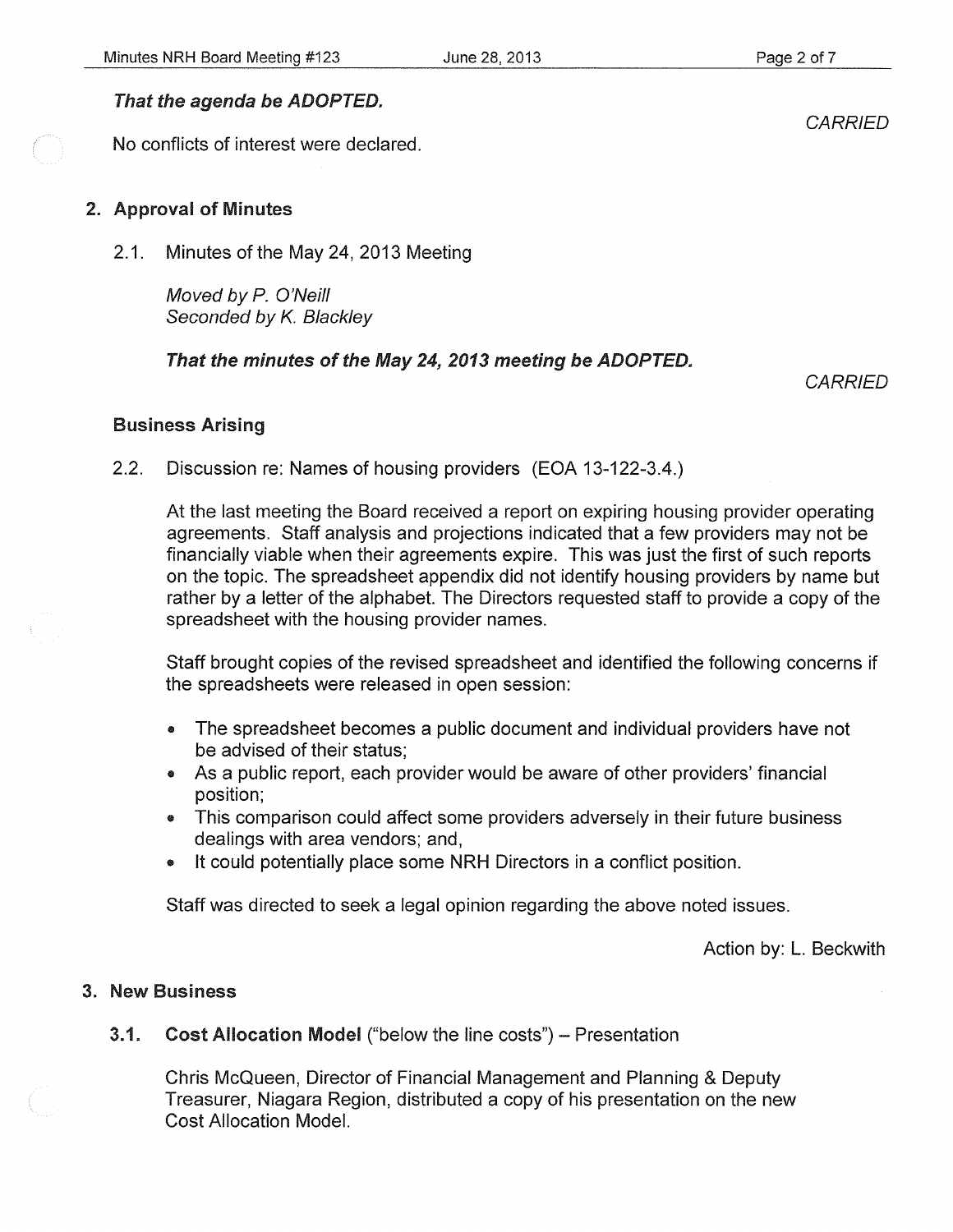***That the agenda be ADOPTED.***

*CARRIED*

No conflicts of interest were declared.

## 2. Approval of Minutes

2.1. Minutes of the May 24, 2013 Meeting

*Moved by P. O'Neill*
*Seconded by K. Blackley*

***That the minutes of the May 24, 2013 meeting be ADOPTED.***

*CARRIED*

### Business Arising

2.2. Discussion re: Names of housing providers (EOA 13-122-3.4.)

At the last meeting the Board received a report on expiring housing provider operating agreements. Staff analysis and projections indicated that a few providers may not be financially viable when their agreements expire. This was just the first of such reports on the topic. The spreadsheet appendix did not identify housing providers by name but rather by a letter of the alphabet. The Directors requested staff to provide a copy of the spreadsheet with the housing provider names.

Staff brought copies of the revised spreadsheet and identified the following concerns if the spreadsheets were released in open session:

- The spreadsheet becomes a public document and individual providers have not be advised of their status;
- As a public report, each provider would be aware of other providers' financial position;
- This comparison could affect some providers adversely in their future business dealings with area vendors; and,
- It could potentially place some NRH Directors in a conflict position.

Staff was directed to seek a legal opinion regarding the above noted issues.

Action by: L. Beckwith

## 3. New Business

**3.1. Cost Allocation Model** ("below the line costs") – Presentation

Chris McQueen, Director of Financial Management and Planning & Deputy Treasurer, Niagara Region, distributed a copy of his presentation on the new Cost Allocation Model.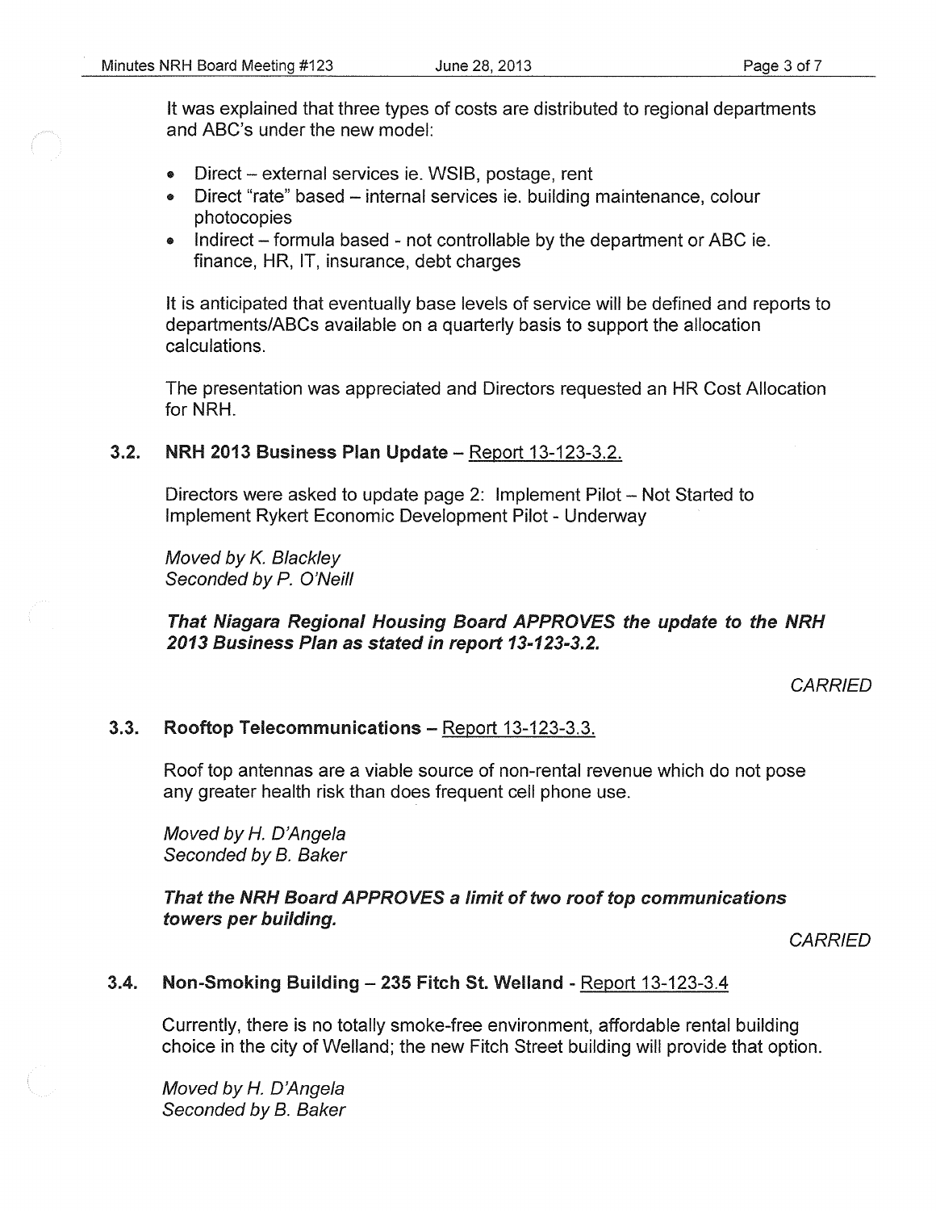It was explained that three types of costs are distributed to regional departments and ABC's under the new model:

- Direct – external services ie. WSIB, postage, rent
- Direct "rate" based – internal services ie. building maintenance, colour photocopies
- Indirect – formula based - not controllable by the department or ABC ie. finance, HR, IT, insurance, debt charges

It is anticipated that eventually base levels of service will be defined and reports to departments/ABCs available on a quarterly basis to support the allocation calculations.

The presentation was appreciated and Directors requested an HR Cost Allocation for NRH.

### 3.2. NRH 2013 Business Plan Update – Report 13-123-3.2.

Directors were asked to update page 2: Implement Pilot – Not Started to Implement Rykert Economic Development Pilot - Underway

*Moved by K. Blackley*
*Seconded by P. O'Neill*

***That Niagara Regional Housing Board APPROVES the update to the NRH 2013 Business Plan as stated in report 13-123-3.2.***

*CARRIED*

### 3.3. Rooftop Telecommunications – Report 13-123-3.3.

Roof top antennas are a viable source of non-rental revenue which do not pose any greater health risk than does frequent cell phone use.

*Moved by H. D'Angela*
*Seconded by B. Baker*

***That the NRH Board APPROVES a limit of two roof top communications towers per building.***

*CARRIED*

### 3.4. Non-Smoking Building – 235 Fitch St. Welland - Report 13-123-3.4

Currently, there is no totally smoke-free environment, affordable rental building choice in the city of Welland; the new Fitch Street building will provide that option.

*Moved by H. D'Angela*
*Seconded by B. Baker*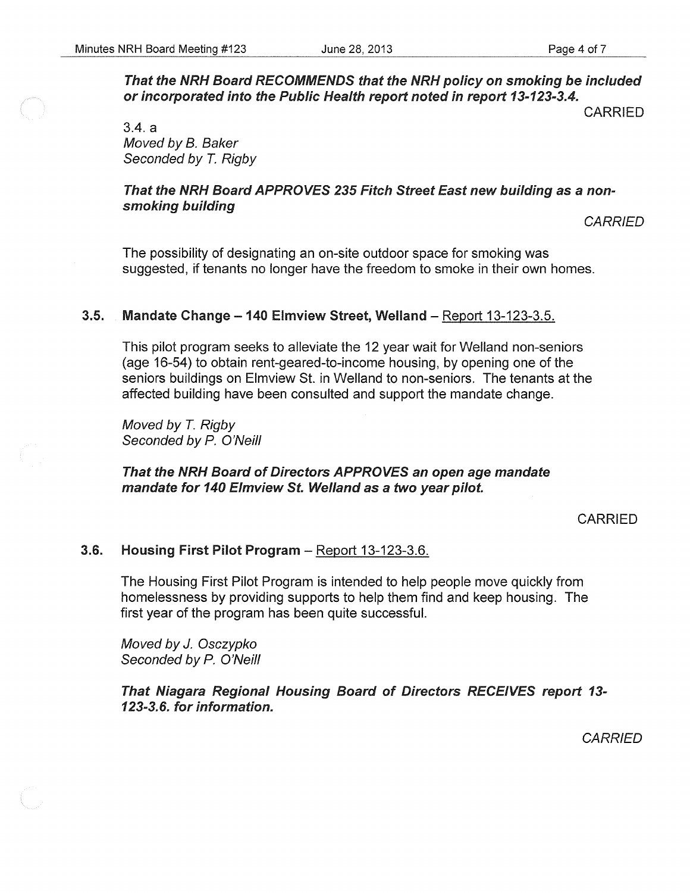***That the NRH Board RECOMMENDS that the NRH policy on smoking be included or incorporated into the Public Health report noted in report 13-123-3.4.***

CARRIED

3.4. a
*Moved by B. Baker*
*Seconded by T. Rigby*

***That the NRH Board APPROVES 235 Fitch Street East new building as a non-smoking building***

*CARRIED*

The possibility of designating an on-site outdoor space for smoking was suggested, if tenants no longer have the freedom to smoke in their own homes.

### 3.5. Mandate Change – 140 Elmview Street, Welland – Report 13-123-3.5.

This pilot program seeks to alleviate the 12 year wait for Welland non-seniors (age 16-54) to obtain rent-geared-to-income housing, by opening one of the seniors buildings on Elmview St. in Welland to non-seniors. The tenants at the affected building have been consulted and support the mandate change.

*Moved by T. Rigby*
*Seconded by P. O'Neill*

***That the NRH Board of Directors APPROVES an open age mandate mandate for 140 Elmview St. Welland as a two year pilot.***

CARRIED

### 3.6. Housing First Pilot Program – Report 13-123-3.6.

The Housing First Pilot Program is intended to help people move quickly from homelessness by providing supports to help them find and keep housing. The first year of the program has been quite successful.

*Moved by J. Osczypko*
*Seconded by P. O'Neill*

***That Niagara Regional Housing Board of Directors RECEIVES report 13-123-3.6. for information.***

*CARRIED*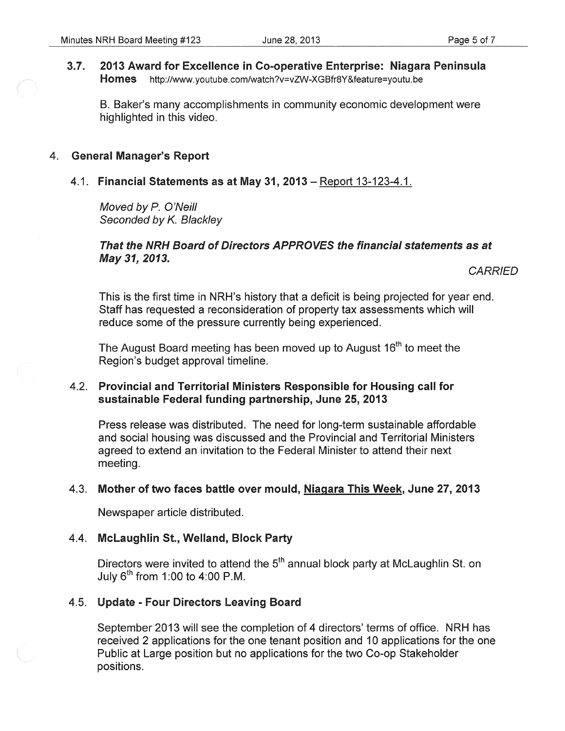### 3.7. 2013 Award for Excellence in Co-operative Enterprise: Niagara Peninsula Homes http://www.youtube.com/watch?v=vZW-XGBfr8Y&feature=youtu.be

B. Baker's many accomplishments in community economic development were highlighted in this video.

## 4. General Manager's Report

### 4.1. Financial Statements as at May 31, 2013 – Report 13-123-4.1.

*Moved by P. O'Neill*
*Seconded by K. Blackley*

***That the NRH Board of Directors APPROVES the financial statements as at May 31, 2013.***

*CARRIED*

This is the first time in NRH's history that a deficit is being projected for year end. Staff has requested a reconsideration of property tax assessments which will reduce some of the pressure currently being experienced.

The August Board meeting has been moved up to August 16th to meet the Region's budget approval timeline.

### 4.2. Provincial and Territorial Ministers Responsible for Housing call for sustainable Federal funding partnership, June 25, 2013

Press release was distributed. The need for long-term sustainable affordable and social housing was discussed and the Provincial and Territorial Ministers agreed to extend an invitation to the Federal Minister to attend their next meeting.

### 4.3. Mother of two faces battle over mould, Niagara This Week, June 27, 2013

Newspaper article distributed.

### 4.4. McLaughlin St., Welland, Block Party

Directors were invited to attend the 5th annual block party at McLaughlin St. on July 6th from 1:00 to 4:00 P.M.

### 4.5. Update - Four Directors Leaving Board

September 2013 will see the completion of 4 directors' terms of office. NRH has received 2 applications for the one tenant position and 10 applications for the one Public at Large position but no applications for the two Co-op Stakeholder positions.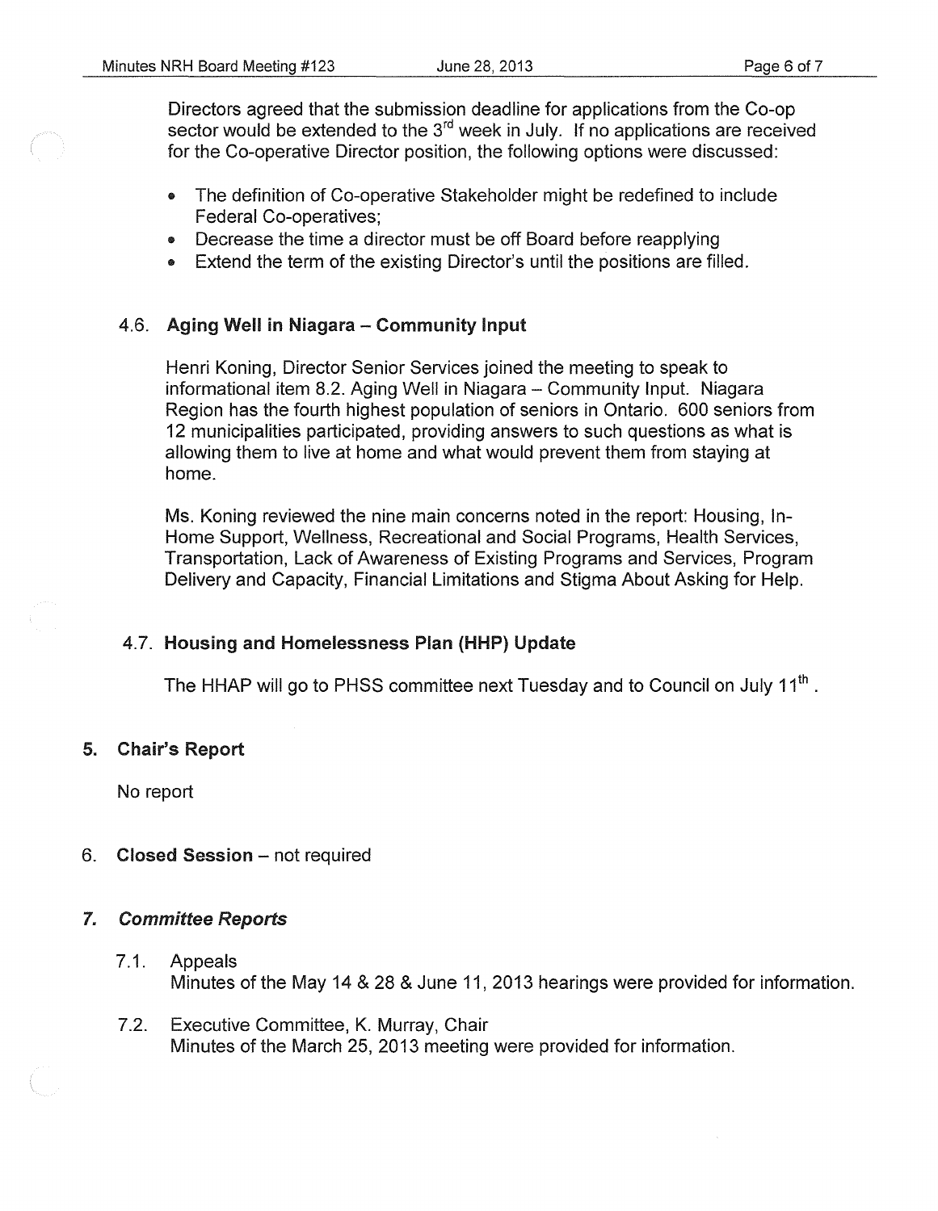Directors agreed that the submission deadline for applications from the Co-op sector would be extended to the 3rd week in July. If no applications are received for the Co-operative Director position, the following options were discussed:

- The definition of Co-operative Stakeholder might be redefined to include Federal Co-operatives;
- Decrease the time a director must be off Board before reapplying
- Extend the term of the existing Director's until the positions are filled.

### 4.6. Aging Well in Niagara – Community Input

Henri Koning, Director Senior Services joined the meeting to speak to informational item 8.2. Aging Well in Niagara – Community Input. Niagara Region has the fourth highest population of seniors in Ontario. 600 seniors from 12 municipalities participated, providing answers to such questions as what is allowing them to live at home and what would prevent them from staying at home.

Ms. Koning reviewed the nine main concerns noted in the report: Housing, In-Home Support, Wellness, Recreational and Social Programs, Health Services, Transportation, Lack of Awareness of Existing Programs and Services, Program Delivery and Capacity, Financial Limitations and Stigma About Asking for Help.

### 4.7. Housing and Homelessness Plan (HHP) Update

The HHAP will go to PHSS committee next Tuesday and to Council on July 11th.

## 5. Chair's Report

No report

## 6. Closed Session – not required

## 7. *Committee Reports*

7.1. Appeals
Minutes of the May 14 & 28 & June 11, 2013 hearings were provided for information.

7.2. Executive Committee, K. Murray, Chair
Minutes of the March 25, 2013 meeting were provided for information.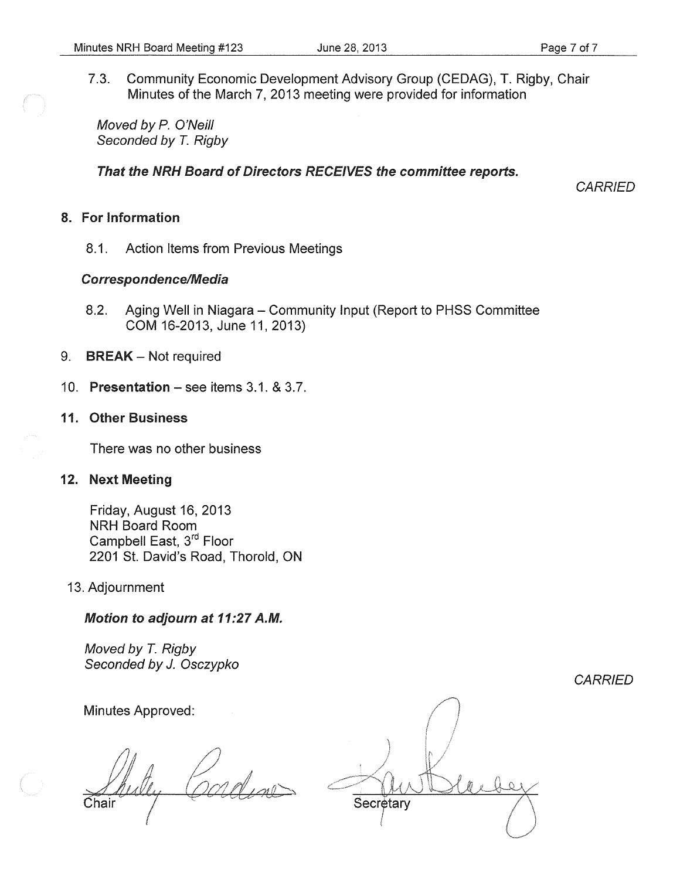7.3. Community Economic Development Advisory Group (CEDAG), T. Rigby, Chair
Minutes of the March 7, 2013 meeting were provided for information

*Moved by P. O'Neill*
*Seconded by T. Rigby*

***That the NRH Board of Directors RECEIVES the committee reports.***

*CARRIED*

## 8. For Information

8.1. Action Items from Previous Meetings

***Correspondence/Media***

8.2. Aging Well in Niagara – Community Input (Report to PHSS Committee COM 16-2013, June 11, 2013)

## 9. **BREAK** – Not required

## 10. **Presentation** – see items 3.1. & 3.7.

## 11. Other Business

There was no other business

## 12. Next Meeting

Friday, August 16, 2013
NRH Board Room
Campbell East, 3rd Floor
2201 St. David's Road, Thorold, ON

## 13. Adjournment

***Motion to adjourn at 11:27 A.M.***

*Moved by T. Rigby*
*Seconded by J. Osczypko*

*CARRIED*

Minutes Approved:

Chair

Secretary